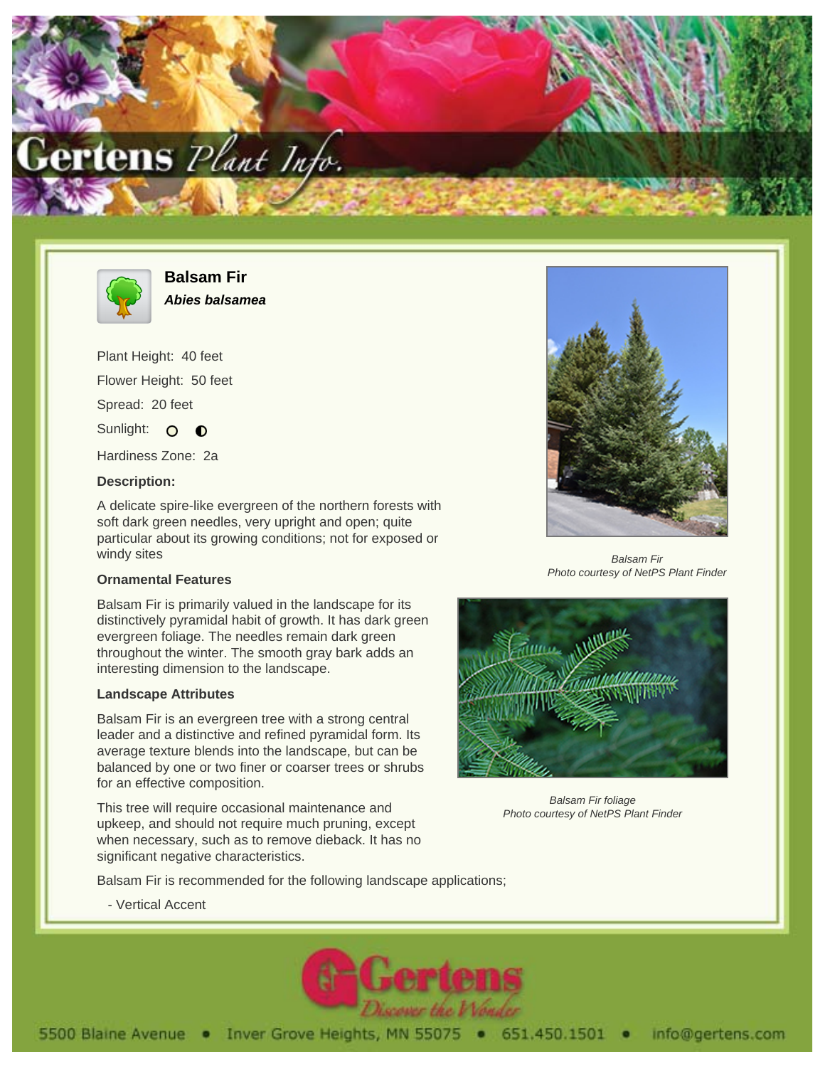# Balsam Fir

***Abies balsamea***

Plant Height: 40 feet

Flower Height: 50 feet

Spread: 20 feet

Sunlight: ○ ◐

Hardiness Zone: 2a

**Description:**

A delicate spire-like evergreen of the northern forests with soft dark green needles, very upright and open; quite particular about its growing conditions; not for exposed or windy sites

### Ornamental Features

Balsam Fir is primarily valued in the landscape for its distinctively pyramidal habit of growth. It has dark green evergreen foliage. The needles remain dark green throughout the winter. The smooth gray bark adds an interesting dimension to the landscape.

### Landscape Attributes

Balsam Fir is an evergreen tree with a strong central leader and a distinctive and refined pyramidal form. Its average texture blends into the landscape, but can be balanced by one or two finer or coarser trees or shrubs for an effective composition.

This tree will require occasional maintenance and upkeep, and should not require much pruning, except when necessary, such as to remove dieback. It has no significant negative characteristics.

Balsam Fir is recommended for the following landscape applications;

- Vertical Accent

*Balsam Fir*
*Photo courtesy of NetPS Plant Finder*

*Balsam Fir foliage*
*Photo courtesy of NetPS Plant Finder*

5500 Blaine Avenue • Inver Grove Heights, MN 55075 • 651.450.1501 • info@gertens.com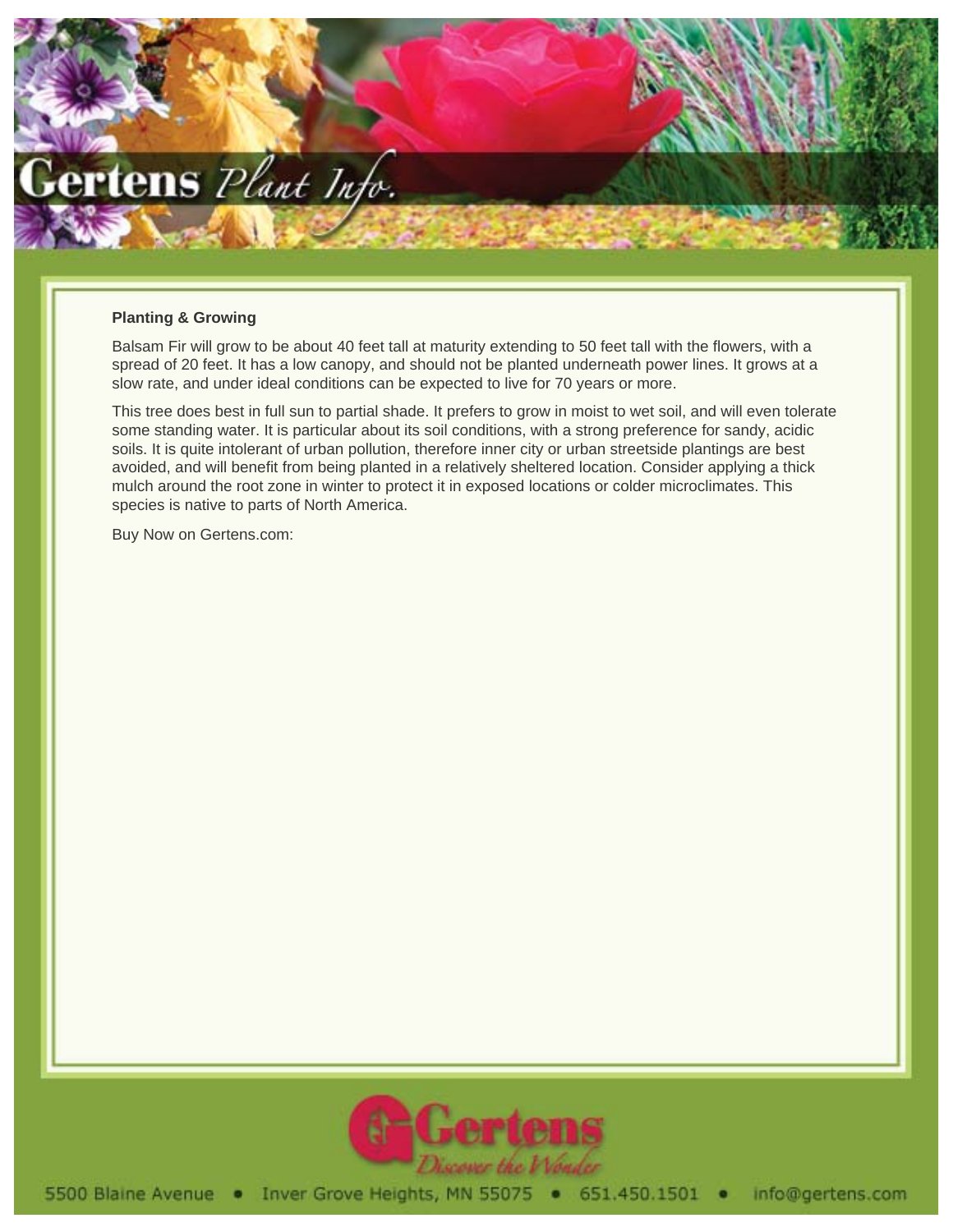**Planting & Growing**

Balsam Fir will grow to be about 40 feet tall at maturity extending to 50 feet tall with the flowers, with a spread of 20 feet. It has a low canopy, and should not be planted underneath power lines. It grows at a slow rate, and under ideal conditions can be expected to live for 70 years or more.

This tree does best in full sun to partial shade. It prefers to grow in moist to wet soil, and will even tolerate some standing water. It is particular about its soil conditions, with a strong preference for sandy, acidic soils. It is quite intolerant of urban pollution, therefore inner city or urban streetside plantings are best avoided, and will benefit from being planted in a relatively sheltered location. Consider applying a thick mulch around the root zone in winter to protect it in exposed locations or colder microclimates. This species is native to parts of North America.

Buy Now on Gertens.com: